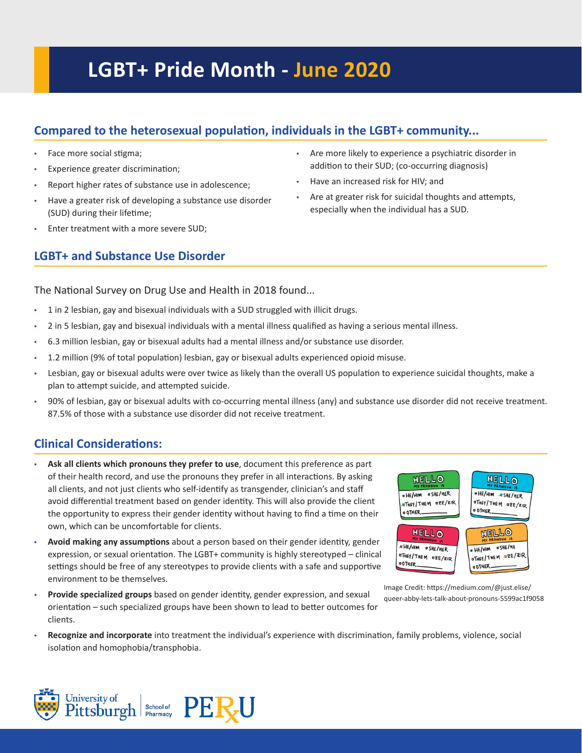# LGBT+ Pride Month - June 2020

## Compared to the heterosexual population, individuals in the LGBT+ community...

- Face more social stigma;
- Experience greater discrimination;
- Report higher rates of substance use in adolescence;
- Have a greater risk of developing a substance use disorder (SUD) during their lifetime;
- Enter treatment with a more severe SUD;
- Are more likely to experience a psychiatric disorder in addition to their SUD; (co-occurring diagnosis)
- Have an increased risk for HIV; and
- Are at greater risk for suicidal thoughts and attempts, especially when the individual has a SUD.

## LGBT+ and Substance Use Disorder

The National Survey on Drug Use and Health in 2018 found...

- 1 in 2 lesbian, gay and bisexual individuals with a SUD struggled with illicit drugs.
- 2 in 5 lesbian, gay and bisexual individuals with a mental illness qualified as having a serious mental illness.
- 6.3 million lesbian, gay or bisexual adults had a mental illness and/or substance use disorder.
- 1.2 million (9% of total population) lesbian, gay or bisexual adults experienced opioid misuse.
- Lesbian, gay or bisexual adults were over twice as likely than the overall US population to experience suicidal thoughts, make a plan to attempt suicide, and attempted suicide.
- 90% of lesbian, gay or bisexual adults with co-occurring mental illness (any) and substance use disorder did not receive treatment. 87.5% of those with a substance use disorder did not receive treatment.

## Clinical Considerations:

- **Ask all clients which pronouns they prefer to use**, document this preference as part of their health record, and use the pronouns they prefer in all interactions. By asking all clients, and not just clients who self-identify as transgender, clinician's and staff avoid differential treatment based on gender identity. This will also provide the client the opportunity to express their gender identity without having to find a time on their own, which can be uncomfortable for clients.
- **Avoid making any assumptions** about a person based on their gender identity, gender expression, or sexual orientation. The LGBT+ community is highly stereotyped – clinical settings should be free of any stereotypes to provide clients with a safe and supportive environment to be themselves.
- **Provide specialized groups** based on gender identity, gender expression, and sexual orientation – such specialized groups have been shown to lead to better outcomes for clients.
- **Recognize and incorporate** into treatment the individual's experience with discrimination, family problems, violence, social isolation and homophobia/transphobia.

Image Credit: https://medium.com/@just.elise/queer-abby-lets-talk-about-pronouns-5599ac1f9058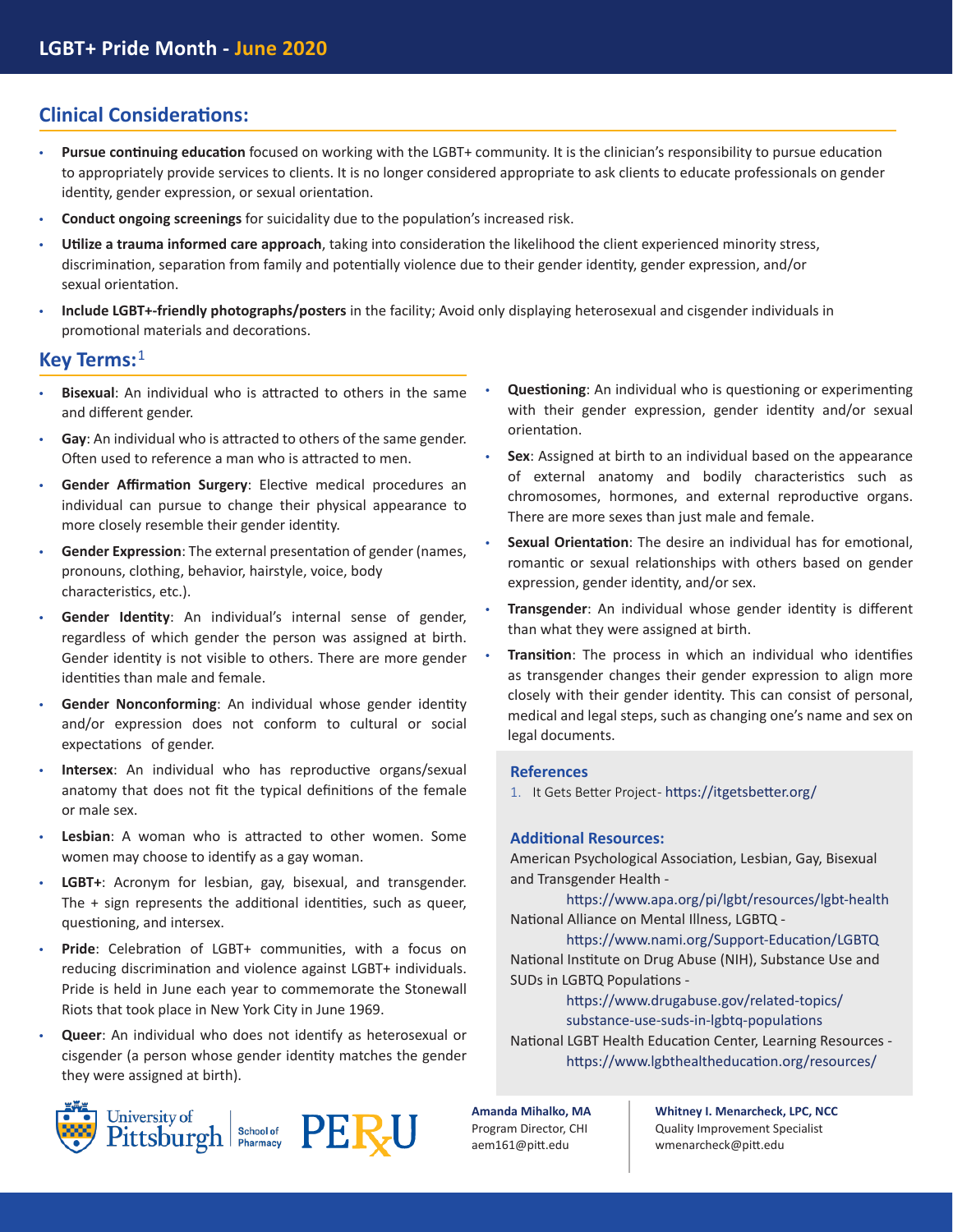# LGBT+ Pride Month - June 2020

## Clinical Considerations:

- **Pursue continuing education** focused on working with the LGBT+ community. It is the clinician's responsibility to pursue education to appropriately provide services to clients. It is no longer considered appropriate to ask clients to educate professionals on gender identity, gender expression, or sexual orientation.
- **Conduct ongoing screenings** for suicidality due to the population's increased risk.
- **Utilize a trauma informed care approach**, taking into consideration the likelihood the client experienced minority stress, discrimination, separation from family and potentially violence due to their gender identity, gender expression, and/or sexual orientation.
- **Include LGBT+-friendly photographs/posters** in the facility; Avoid only displaying heterosexual and cisgender individuals in promotional materials and decorations.

## Key Terms:[1]

- **Bisexual**: An individual who is attracted to others in the same and different gender.
- **Gay**: An individual who is attracted to others of the same gender. Often used to reference a man who is attracted to men.
- **Gender Affirmation Surgery**: Elective medical procedures an individual can pursue to change their physical appearance to more closely resemble their gender identity.
- **Gender Expression**: The external presentation of gender (names, pronouns, clothing, behavior, hairstyle, voice, body characteristics, etc.).
- **Gender Identity**: An individual's internal sense of gender, regardless of which gender the person was assigned at birth. Gender identity is not visible to others. There are more gender identities than male and female.
- **Gender Nonconforming**: An individual whose gender identity and/or expression does not conform to cultural or social expectations of gender.
- **Intersex**: An individual who has reproductive organs/sexual anatomy that does not fit the typical definitions of the female or male sex.
- **Lesbian**: A woman who is attracted to other women. Some women may choose to identify as a gay woman.
- **LGBT+**: Acronym for lesbian, gay, bisexual, and transgender. The + sign represents the additional identities, such as queer, questioning, and intersex.
- **Pride**: Celebration of LGBT+ communities, with a focus on reducing discrimination and violence against LGBT+ individuals. Pride is held in June each year to commemorate the Stonewall Riots that took place in New York City in June 1969.
- **Queer**: An individual who does not identify as heterosexual or cisgender (a person whose gender identity matches the gender they were assigned at birth).
- **Questioning**: An individual who is questioning or experimenting with their gender expression, gender identity and/or sexual orientation.
- **Sex**: Assigned at birth to an individual based on the appearance of external anatomy and bodily characteristics such as chromosomes, hormones, and external reproductive organs. There are more sexes than just male and female.
- **Sexual Orientation**: The desire an individual has for emotional, romantic or sexual relationships with others based on gender expression, gender identity, and/or sex.
- **Transgender**: An individual whose gender identity is different than what they were assigned at birth.
- **Transition**: The process in which an individual who identifies as transgender changes their gender expression to align more closely with their gender identity. This can consist of personal, medical and legal steps, such as changing one's name and sex on legal documents.

### References

1. It Gets Better Project- https://itgetsbetter.org/

### Additional Resources:

American Psychological Association, Lesbian, Gay, Bisexual and Transgender Health -
https://www.apa.org/pi/lgbt/resources/lgbt-health

National Alliance on Mental Illness, LGBTQ -
https://www.nami.org/Support-Education/LGBTQ

National Institute on Drug Abuse (NIH), Substance Use and SUDs in LGBTQ Populations -
https://www.drugabuse.gov/related-topics/substance-use-suds-in-lgbtq-populations

National LGBT Health Education Center, Learning Resources -
https://www.lgbthealtheducation.org/resources/

University of Pittsburgh | School of Pharmacy | PERU

**Amanda Mihalko, MA**
Program Director, CHI
aem161@pitt.edu

**Whitney I. Menarcheck, LPC, NCC**
Quality Improvement Specialist
wmenarcheck@pitt.edu